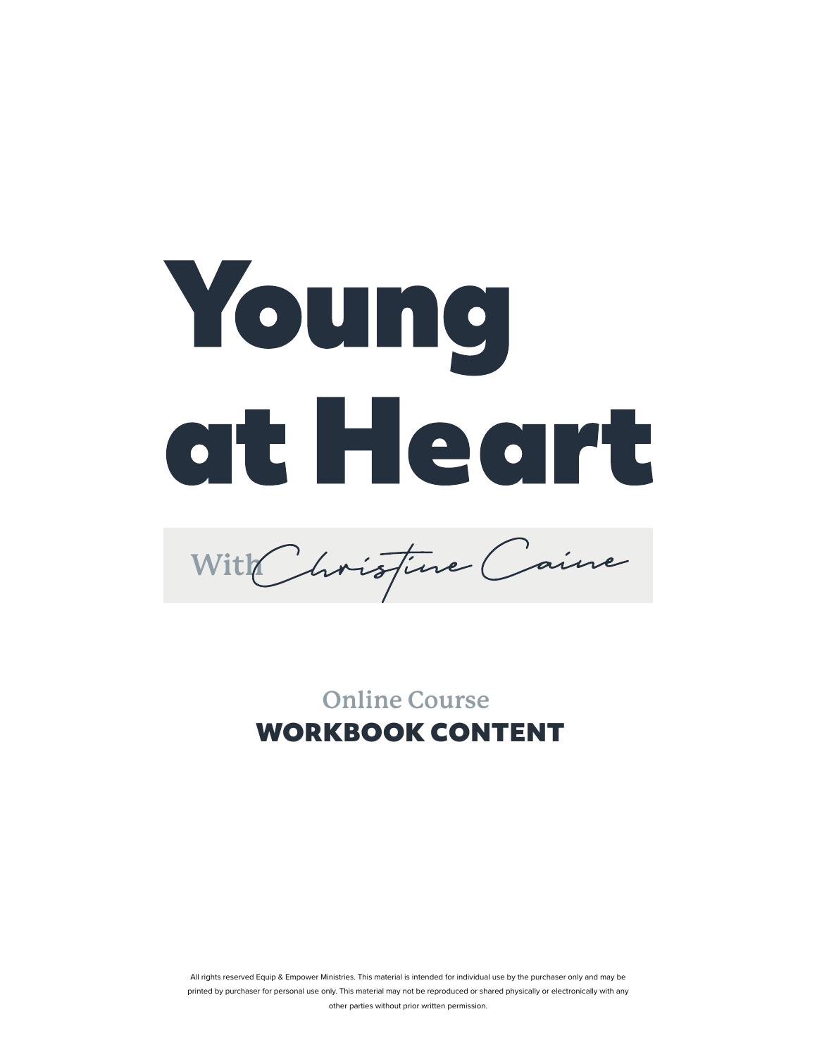# Young at Heart

With Christine Caine

## Online Course
## WORKBOOK CONTENT

All rights reserved Equip & Empower Ministries. This material is intended for individual use by the purchaser only and may be printed by purchaser for personal use only. This material may not be reproduced or shared physically or electronically with any other parties without prior written permission.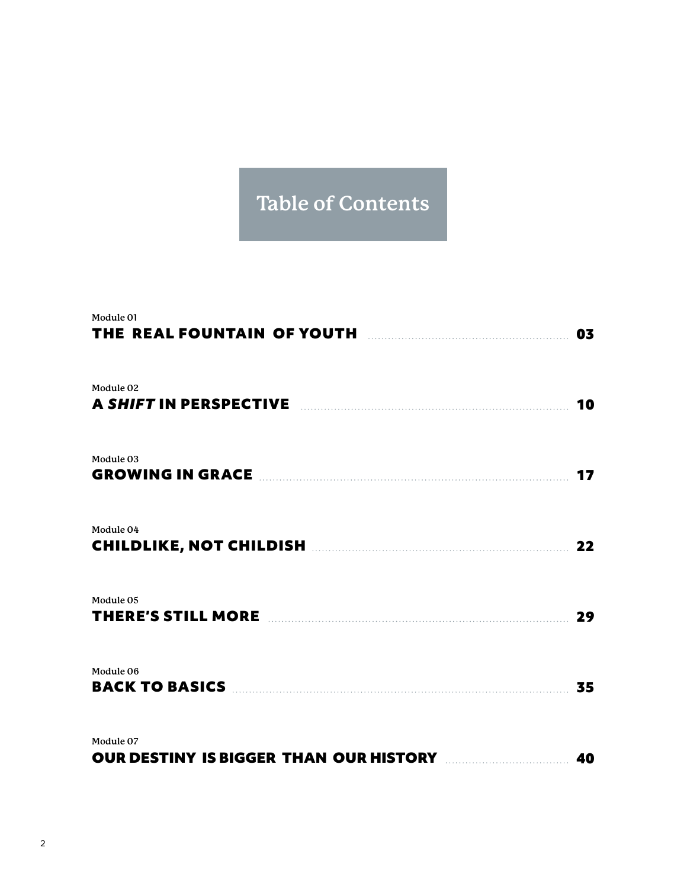# Table of Contents

Module 01
**THE REAL FOUNTAIN OF YOUTH** ........ 03

Module 02
**A *SHIFT* IN PERSPECTIVE** ........ 10

Module 03
**GROWING IN GRACE** ........ 17

Module 04
**CHILDLIKE, NOT CHILDISH** ........ 22

Module 05
**THERE'S STILL MORE** ........ 29

Module 06
**BACK TO BASICS** ........ 35

Module 07
**OUR DESTINY IS BIGGER THAN OUR HISTORY** ........ 40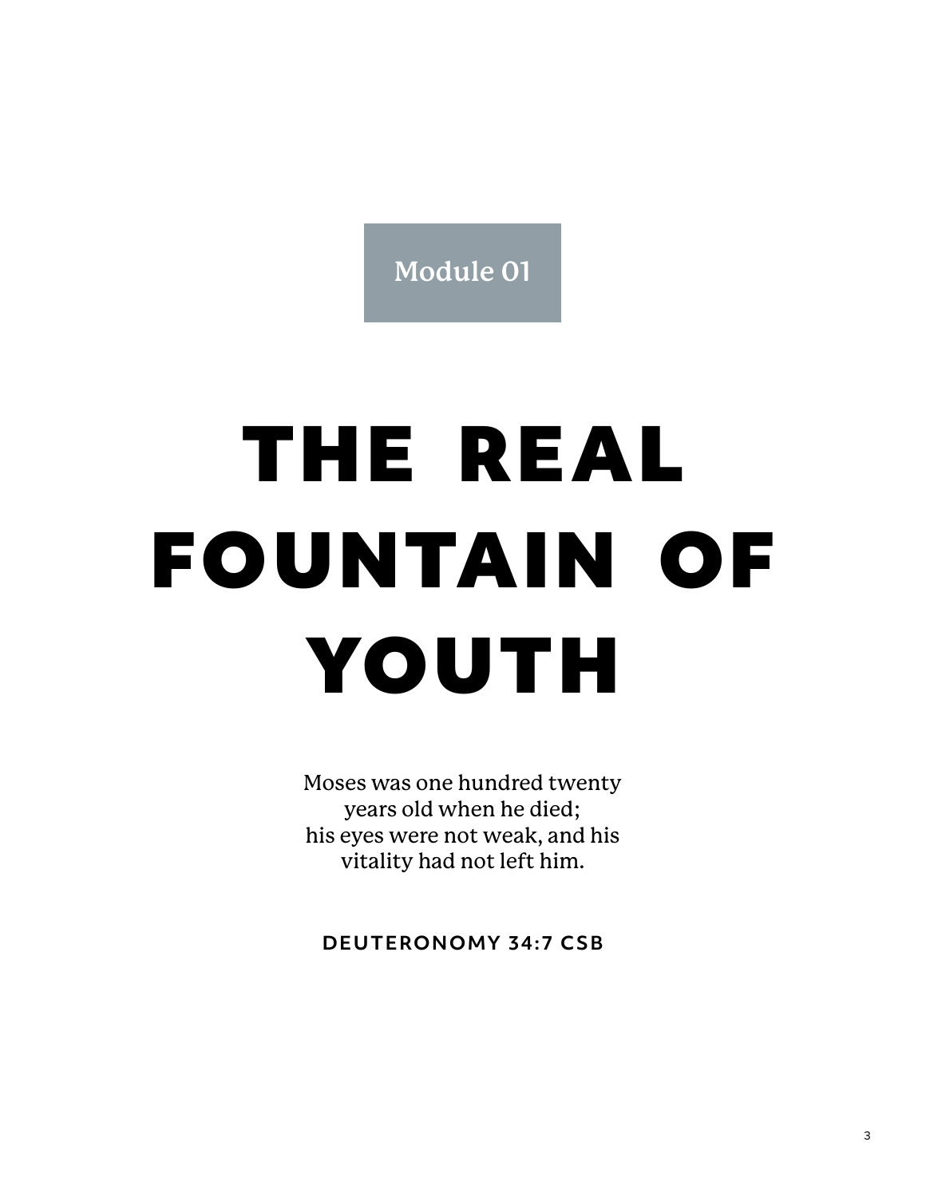Module 01

# THE REAL FOUNTAIN OF YOUTH

Moses was one hundred twenty
years old when he died;
his eyes were not weak, and his
vitality had not left him.

**DEUTERONOMY 34:7 CSB**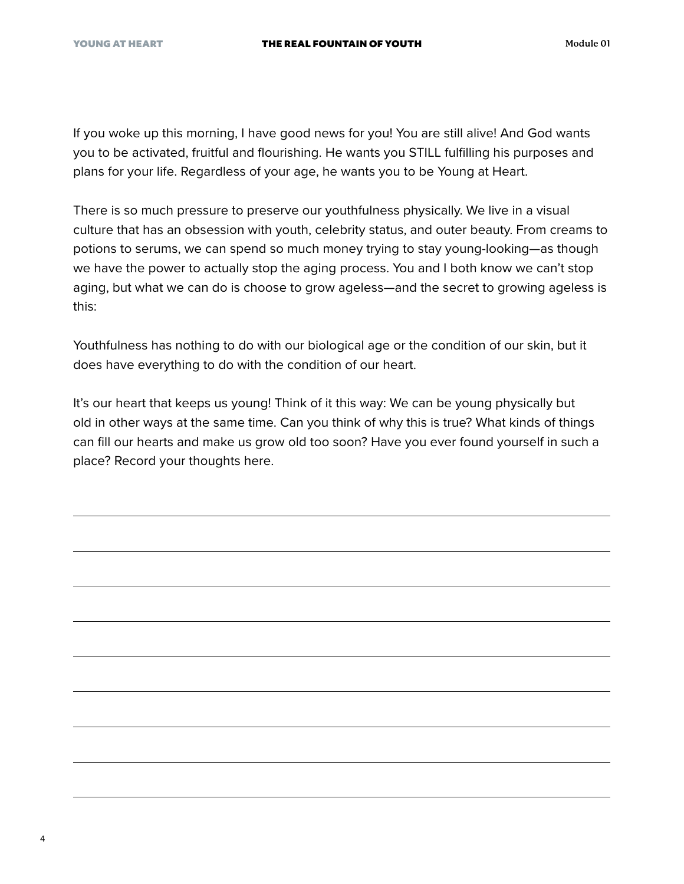If you woke up this morning, I have good news for you! You are still alive! And God wants you to be activated, fruitful and flourishing. He wants you STILL fulfilling his purposes and plans for your life. Regardless of your age, he wants you to be Young at Heart.

There is so much pressure to preserve our youthfulness physically. We live in a visual culture that has an obsession with youth, celebrity status, and outer beauty. From creams to potions to serums, we can spend so much money trying to stay young-looking—as though we have the power to actually stop the aging process. You and I both know we can't stop aging, but what we can do is choose to grow ageless—and the secret to growing ageless is this:

Youthfulness has nothing to do with our biological age or the condition of our skin, but it does have everything to do with the condition of our heart.

It's our heart that keeps us young! Think of it this way: We can be young physically but old in other ways at the same time. Can you think of why this is true? What kinds of things can fill our hearts and make us grow old too soon? Have you ever found yourself in such a place? Record your thoughts here.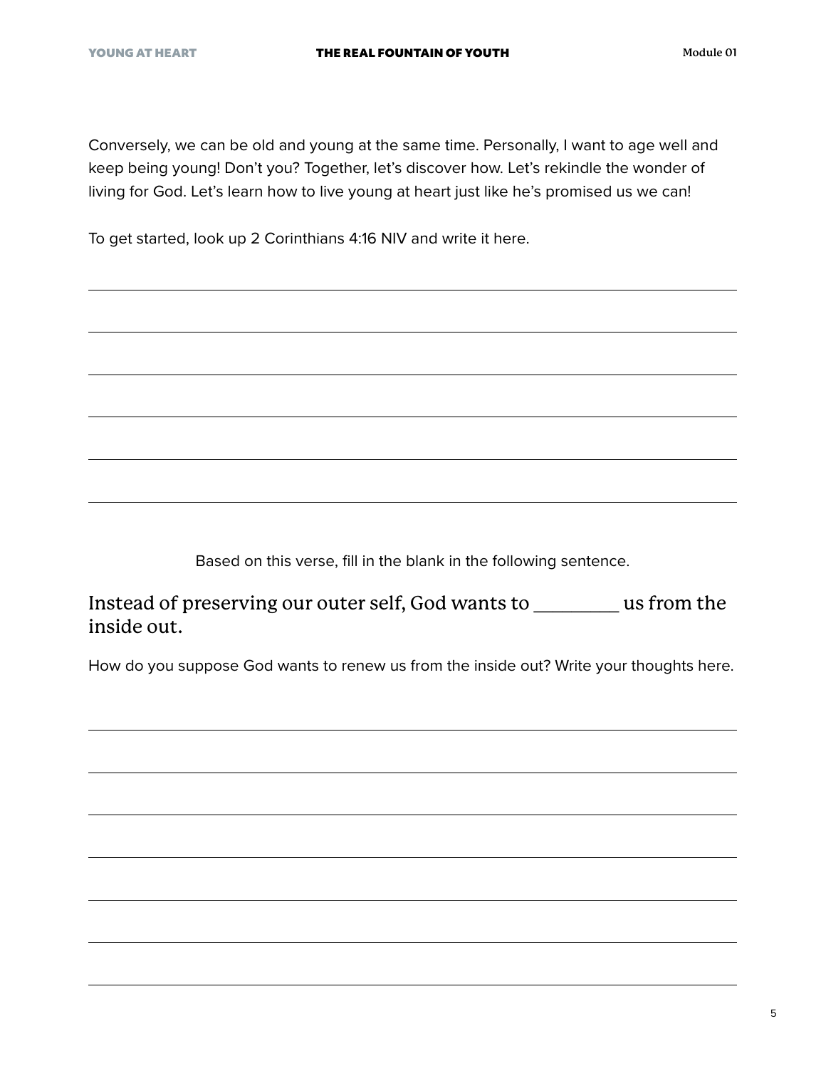Conversely, we can be old and young at the same time. Personally, I want to age well and keep being young! Don't you? Together, let's discover how. Let's rekindle the wonder of living for God. Let's learn how to live young at heart just like he's promised us we can!

To get started, look up 2 Corinthians 4:16 NIV and write it here.

_______________________________________________

_______________________________________________

_______________________________________________

_______________________________________________

_______________________________________________

_______________________________________________

Based on this verse, fill in the blank in the following sentence.

Instead of preserving our outer self, God wants to _________ us from the inside out.

How do you suppose God wants to renew us from the inside out? Write your thoughts here.

_______________________________________________

_______________________________________________

_______________________________________________

_______________________________________________

_______________________________________________

_______________________________________________

_______________________________________________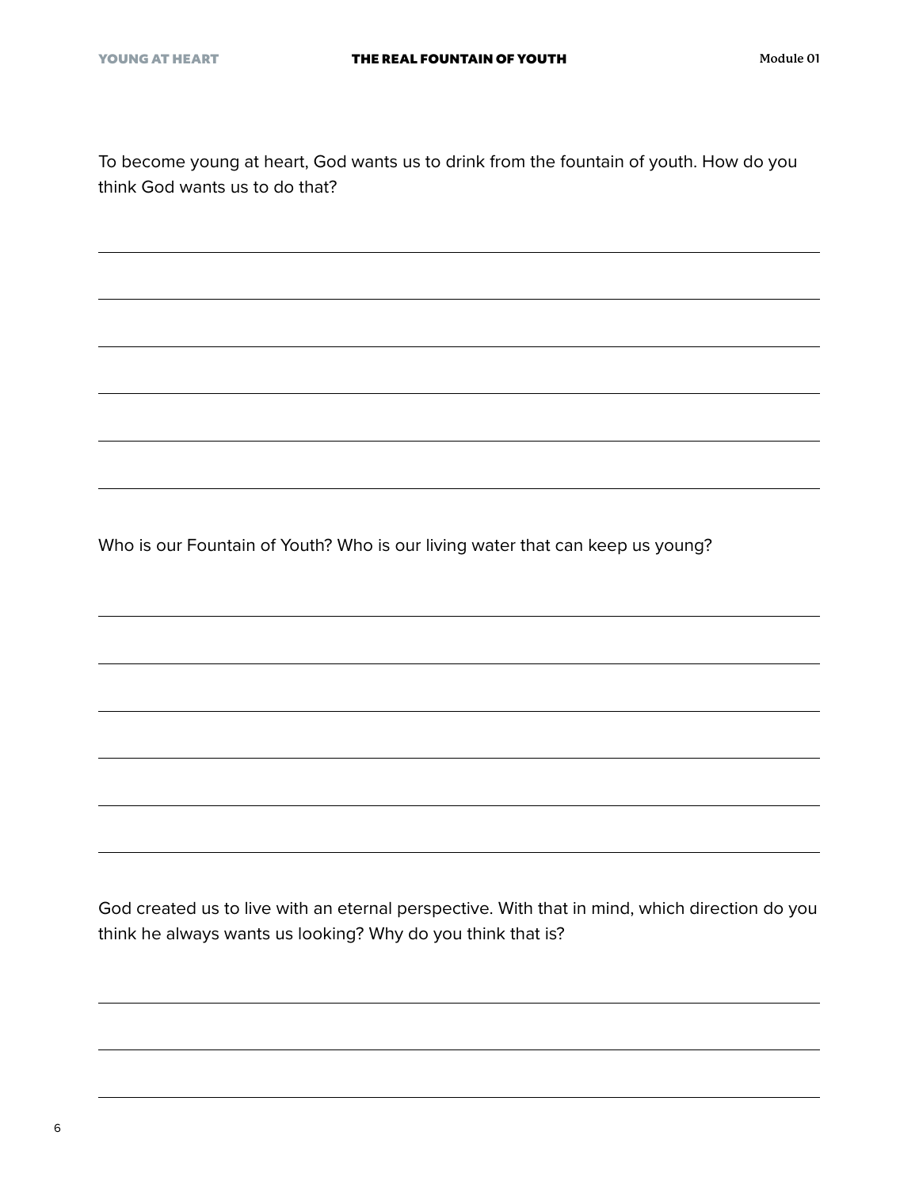To become young at heart, God wants us to drink from the fountain of youth. How do you think God wants us to do that?

Who is our Fountain of Youth? Who is our living water that can keep us young?

God created us to live with an eternal perspective. With that in mind, which direction do you think he always wants us looking? Why do you think that is?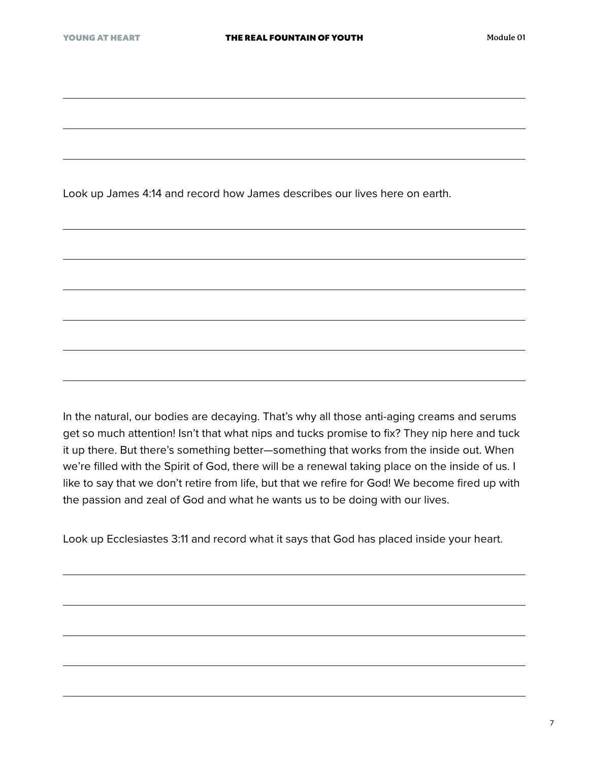Look up James 4:14 and record how James describes our lives here on earth.

In the natural, our bodies are decaying. That's why all those anti-aging creams and serums get so much attention! Isn't that what nips and tucks promise to fix? They nip here and tuck it up there. But there's something better—something that works from the inside out. When we're filled with the Spirit of God, there will be a renewal taking place on the inside of us. I like to say that we don't retire from life, but that we refire for God! We become fired up with the passion and zeal of God and what he wants us to be doing with our lives.

Look up Ecclesiastes 3:11 and record what it says that God has placed inside your heart.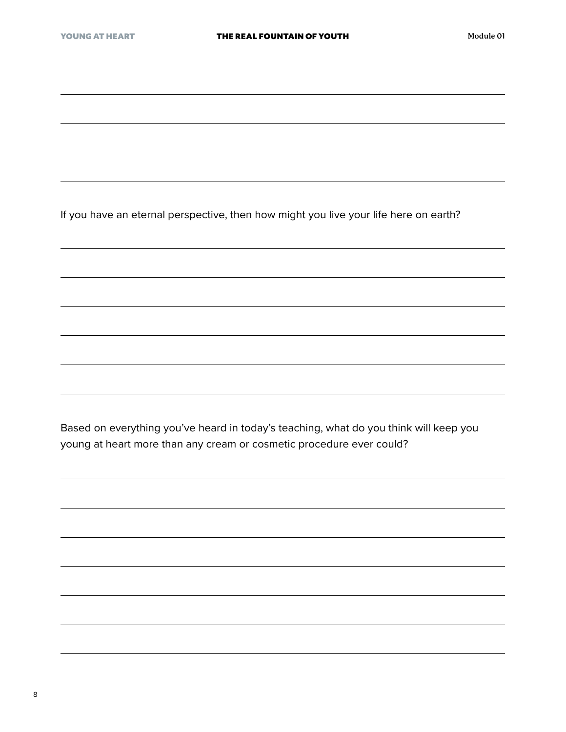If you have an eternal perspective, then how might you live your life here on earth?

Based on everything you've heard in today's teaching, what do you think will keep you young at heart more than any cream or cosmetic procedure ever could?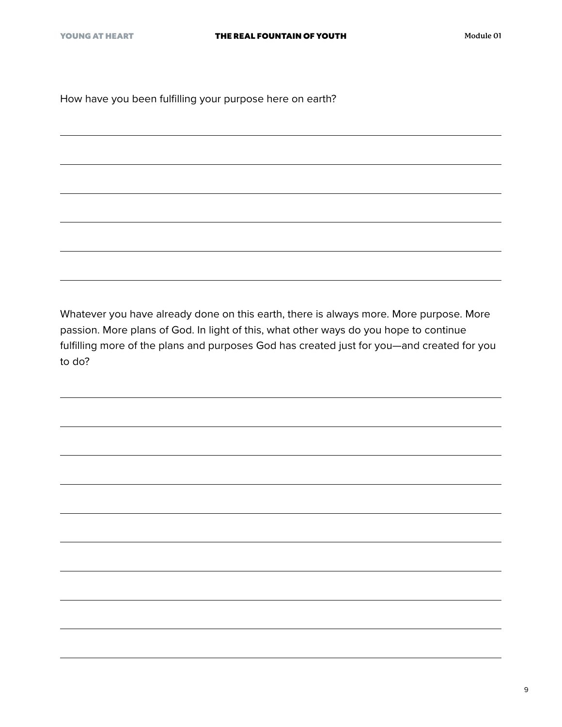How have you been fulfilling your purpose here on earth?

Whatever you have already done on this earth, there is always more. More purpose. More passion. More plans of God. In light of this, what other ways do you hope to continue fulfilling more of the plans and purposes God has created just for you—and created for you to do?